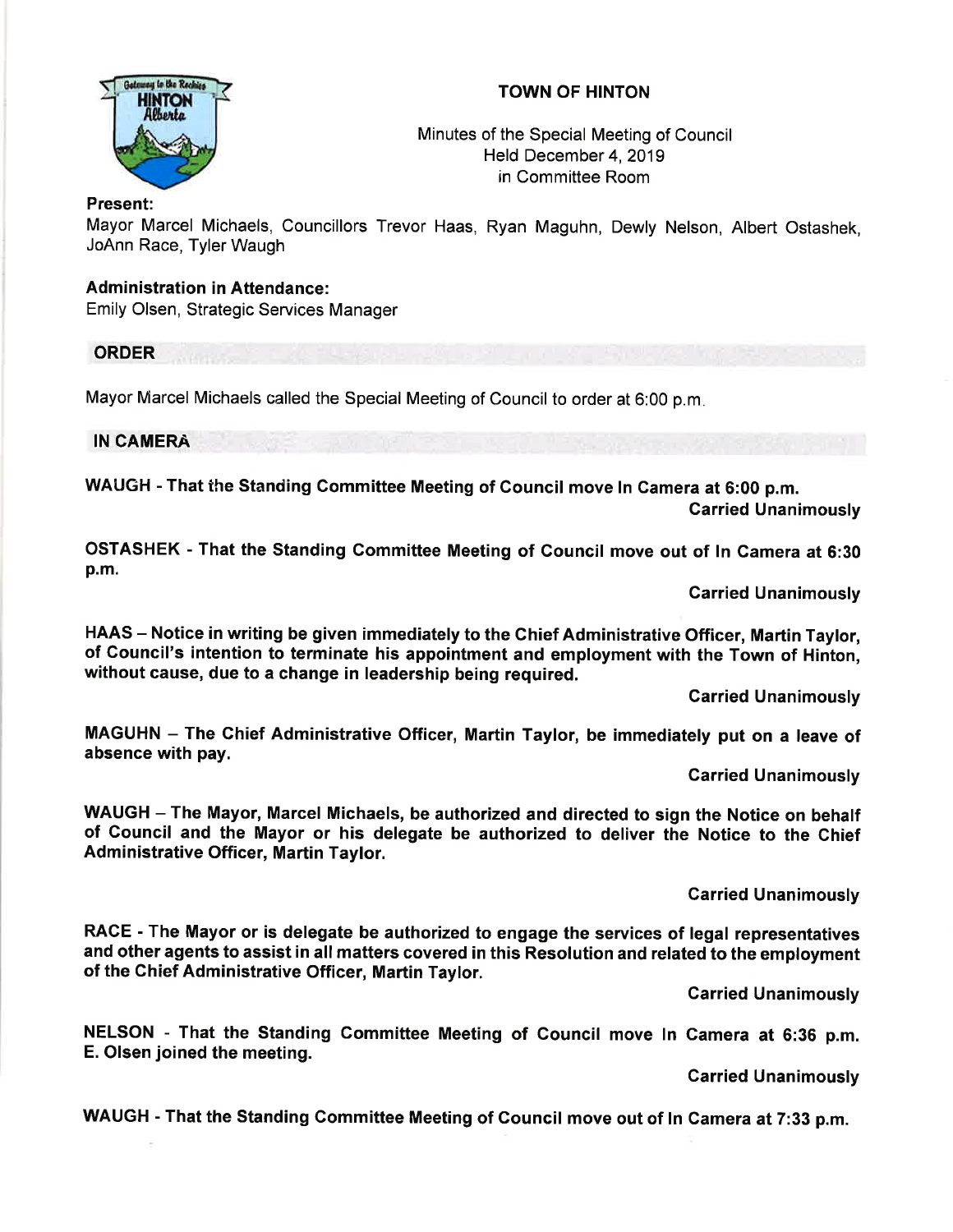# TOWN OF HINTON

Minutes of the Special Meeting of Council
Held December 4, 2019
in Committee Room

**Present:**
Mayor Marcel Michaels, Councillors Trevor Haas, Ryan Maguhn, Dewly Nelson, Albert Ostashek, JoAnn Race, Tyler Waugh

**Administration in Attendance:**
Emily Olsen, Strategic Services Manager

## ORDER

Mayor Marcel Michaels called the Special Meeting of Council to order at 6:00 p.m.

## IN CAMERA

**WAUGH - That the Standing Committee Meeting of Council move In Camera at 6:00 p.m.**

**Carried Unanimously**

**OSTASHEK - That the Standing Committee Meeting of Council move out of In Camera at 6:30 p.m.**

**Carried Unanimously**

**HAAS – Notice in writing be given immediately to the Chief Administrative Officer, Martin Taylor, of Council's intention to terminate his appointment and employment with the Town of Hinton, without cause, due to a change in leadership being required.**

**Carried Unanimously**

**MAGUHN – The Chief Administrative Officer, Martin Taylor, be immediately put on a leave of absence with pay.**

**Carried Unanimously**

**WAUGH – The Mayor, Marcel Michaels, be authorized and directed to sign the Notice on behalf of Council and the Mayor or his delegate be authorized to deliver the Notice to the Chief Administrative Officer, Martin Taylor.**

**Carried Unanimously**

**RACE - The Mayor or is delegate be authorized to engage the services of legal representatives and other agents to assist in all matters covered in this Resolution and related to the employment of the Chief Administrative Officer, Martin Taylor.**

**Carried Unanimously**

**NELSON - That the Standing Committee Meeting of Council move In Camera at 6:36 p.m. E. Olsen joined the meeting.**

**Carried Unanimously**

**WAUGH - That the Standing Committee Meeting of Council move out of In Camera at 7:33 p.m.**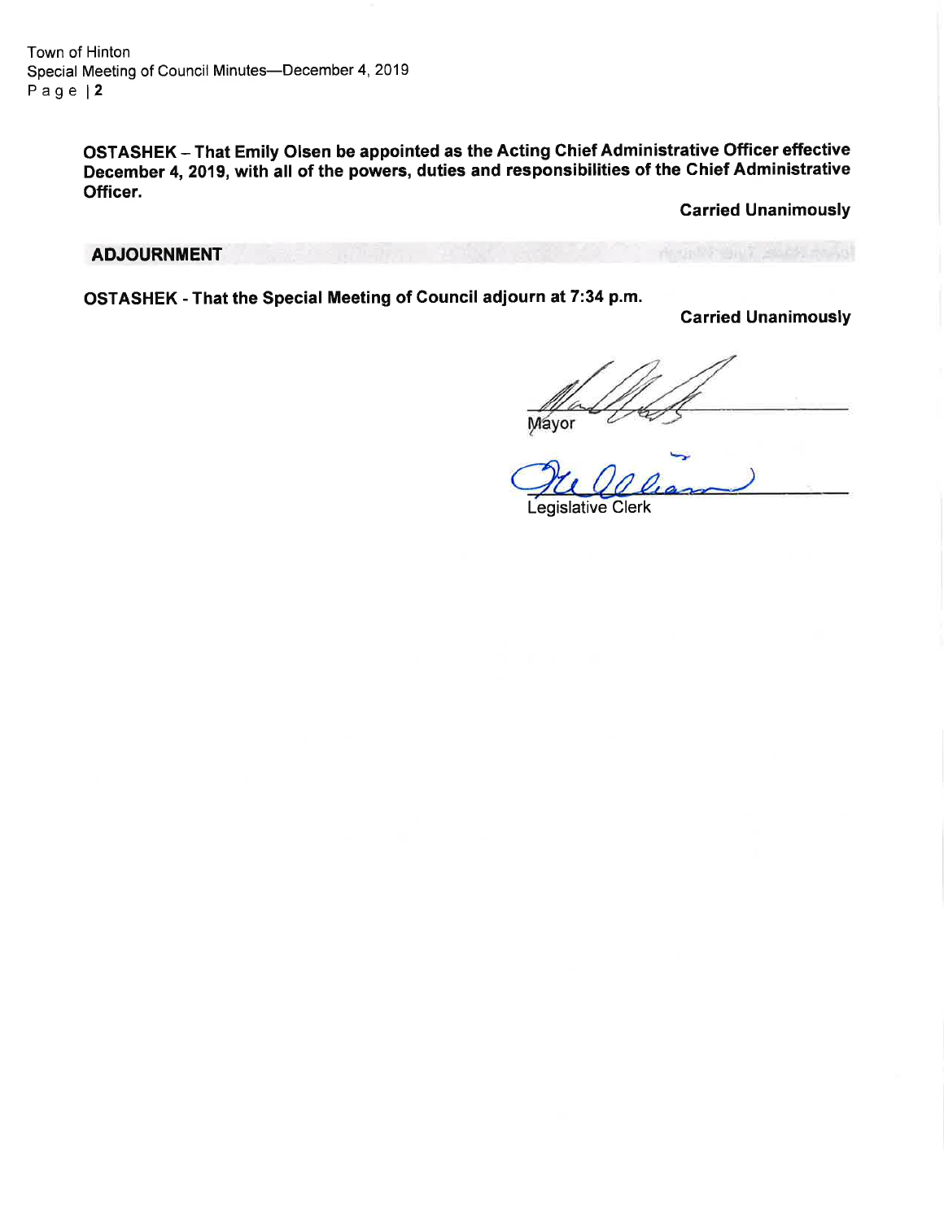**OSTASHEK – That Emily Olsen be appointed as the Acting Chief Administrative Officer effective December 4, 2019, with all of the powers, duties and responsibilities of the Chief Administrative Officer.**

**Carried Unanimously**

## ADJOURNMENT

**OSTASHEK - That the Special Meeting of Council adjourn at 7:34 p.m.**

**Carried Unanimously**

Mayor

Legislative Clerk